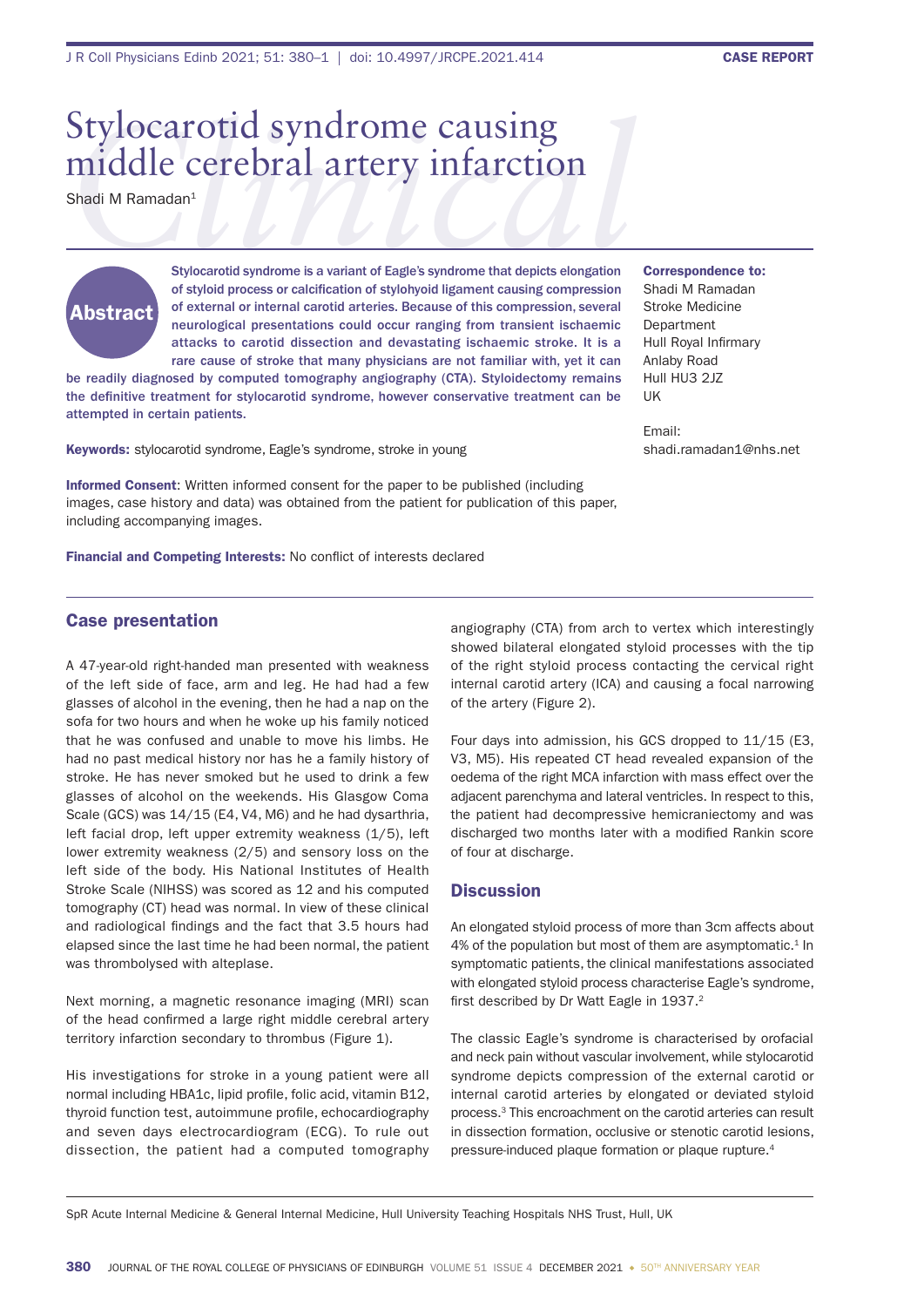CASE REPORT

# Stylocarotid syndrome causing middle cerebral artery infarction

Shadi M Ramadan[1]

**Abstract**

**Stylocarotid syndrome is a variant of Eagle's syndrome that depicts elongation of styloid process or calcification of stylohyoid ligament causing compression of external or internal carotid arteries. Because of this compression, several neurological presentations could occur ranging from transient ischaemic attacks to carotid dissection and devastating ischaemic stroke. It is a rare cause of stroke that many physicians are not familiar with, yet it can be readily diagnosed by computed tomography angiography (CTA). Styloidectomy remains the definitive treatment for stylocarotid syndrome, however conservative treatment can be attempted in certain patients.**

**Keywords:** stylocarotid syndrome, Eagle's syndrome, stroke in young

**Informed Consent**: Written informed consent for the paper to be published (including images, case history and data) was obtained from the patient for publication of this paper, including accompanying images.

**Financial and Competing Interests:** No conflict of interests declared

**Correspondence to:**
Shadi M Ramadan
Stroke Medicine Department
Hull Royal Infirmary
Anlaby Road
Hull HU3 2JZ
UK

Email:
shadi.ramadan1@nhs.net

## Case presentation

A 47-year-old right-handed man presented with weakness of the left side of face, arm and leg. He had had a few glasses of alcohol in the evening, then he had a nap on the sofa for two hours and when he woke up his family noticed that he was confused and unable to move his limbs. He had no past medical history nor has he a family history of stroke. He has never smoked but he used to drink a few glasses of alcohol on the weekends. His Glasgow Coma Scale (GCS) was 14/15 (E4, V4, M6) and he had dysarthria, left facial drop, left upper extremity weakness (1/5), left lower extremity weakness (2/5) and sensory loss on the left side of the body. His National Institutes of Health Stroke Scale (NIHSS) was scored as 12 and his computed tomography (CT) head was normal. In view of these clinical and radiological findings and the fact that 3.5 hours had elapsed since the last time he had been normal, the patient was thrombolysed with alteplase.

Next morning, a magnetic resonance imaging (MRI) scan of the head confirmed a large right middle cerebral artery territory infarction secondary to thrombus (Figure 1).

His investigations for stroke in a young patient were all normal including HBA1c, lipid profile, folic acid, vitamin B12, thyroid function test, autoimmune profile, echocardiography and seven days electrocardiogram (ECG). To rule out dissection, the patient had a computed tomography angiography (CTA) from arch to vertex which interestingly showed bilateral elongated styloid processes with the tip of the right styloid process contacting the cervical right internal carotid artery (ICA) and causing a focal narrowing of the artery (Figure 2).

Four days into admission, his GCS dropped to 11/15 (E3, V3, M5). His repeated CT head revealed expansion of the oedema of the right MCA infarction with mass effect over the adjacent parenchyma and lateral ventricles. In respect to this, the patient had decompressive hemicraniectomy and was discharged two months later with a modified Rankin score of four at discharge.

## Discussion

An elongated styloid process of more than 3cm affects about 4% of the population but most of them are asymptomatic.[1] In symptomatic patients, the clinical manifestations associated with elongated styloid process characterise Eagle's syndrome, first described by Dr Watt Eagle in 1937.[2]

The classic Eagle's syndrome is characterised by orofacial and neck pain without vascular involvement, while stylocarotid syndrome depicts compression of the external carotid or internal carotid arteries by elongated or deviated styloid process.[3] This encroachment on the carotid arteries can result in dissection formation, occlusive or stenotic carotid lesions, pressure-induced plaque formation or plaque rupture.[4]

[1] SpR Acute Internal Medicine & General Internal Medicine, Hull University Teaching Hospitals NHS Trust, Hull, UK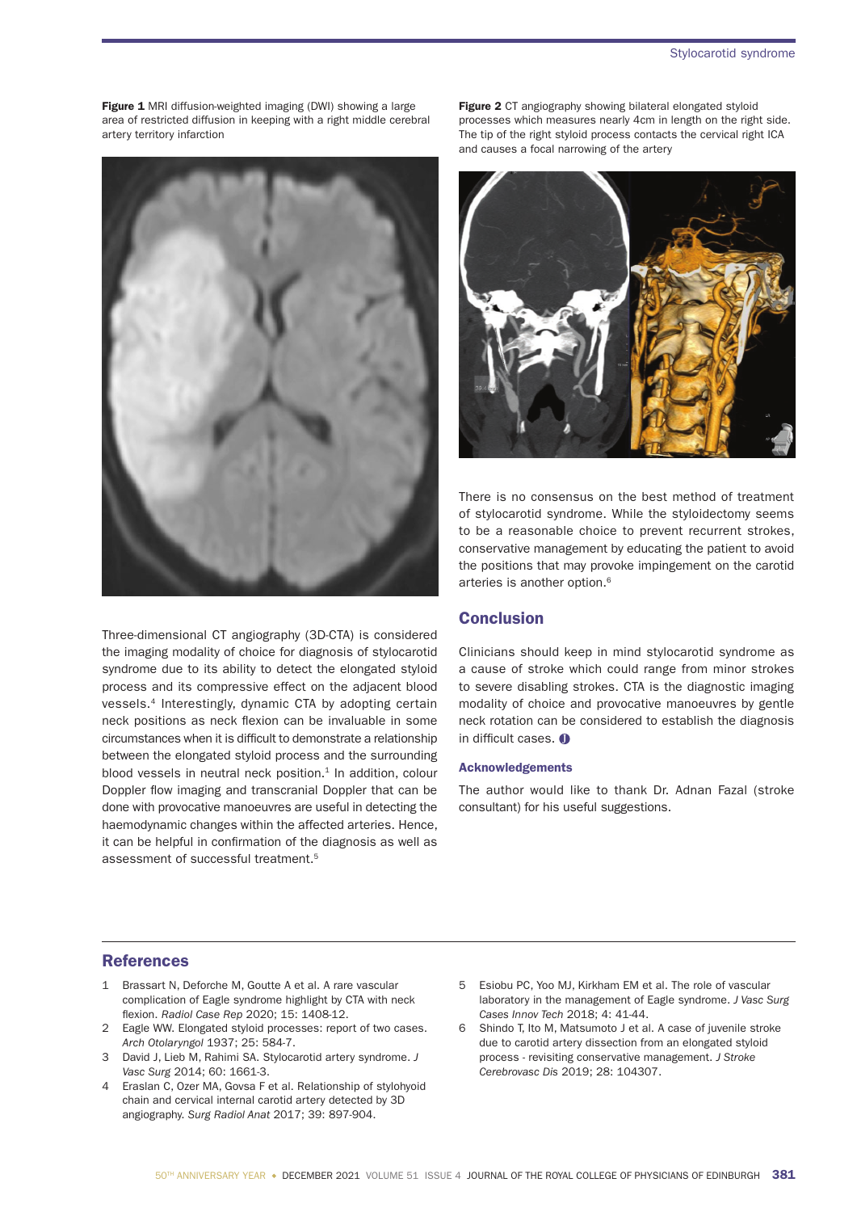**Figure 1** MRI diffusion-weighted imaging (DWI) showing a large area of restricted diffusion in keeping with a right middle cerebral artery territory infarction

**Figure 2** CT angiography showing bilateral elongated styloid processes which measures nearly 4cm in length on the right side. The tip of the right styloid process contacts the cervical right ICA and causes a focal narrowing of the artery

Three-dimensional CT angiography (3D-CTA) is considered the imaging modality of choice for diagnosis of stylocarotid syndrome due to its ability to detect the elongated styloid process and its compressive effect on the adjacent blood vessels.[4] Interestingly, dynamic CTA by adopting certain neck positions as neck flexion can be invaluable in some circumstances when it is difficult to demonstrate a relationship between the elongated styloid process and the surrounding blood vessels in neutral neck position.[1] In addition, colour Doppler flow imaging and transcranial Doppler that can be done with provocative manoeuvres are useful in detecting the haemodynamic changes within the affected arteries. Hence, it can be helpful in confirmation of the diagnosis as well as assessment of successful treatment.[5]

There is no consensus on the best method of treatment of stylocarotid syndrome. While the styloidectomy seems to be a reasonable choice to prevent recurrent strokes, conservative management by educating the patient to avoid the positions that may provoke impingement on the carotid arteries is another option.[6]

## Conclusion

Clinicians should keep in mind stylocarotid syndrome as a cause of stroke which could range from minor strokes to severe disabling strokes. CTA is the diagnostic imaging modality of choice and provocative manoeuvres by gentle neck rotation can be considered to establish the diagnosis in difficult cases.

### Acknowledgements

The author would like to thank Dr. Adnan Fazal (stroke consultant) for his useful suggestions.

## References

1. Brassart N, Deforche M, Goutte A et al. A rare vascular complication of Eagle syndrome highlight by CTA with neck flexion. *Radiol Case Rep* 2020; 15: 1408-12.
2. Eagle WW. Elongated styloid processes: report of two cases. *Arch Otolaryngol* 1937; 25: 584-7.
3. David J, Lieb M, Rahimi SA. Stylocarotid artery syndrome. *J Vasc Surg* 2014; 60: 1661-3.
4. Eraslan C, Ozer MA, Govsa F et al. Relationship of stylohyoid chain and cervical internal carotid artery detected by 3D angiography. *Surg Radiol Anat* 2017; 39: 897-904.
5. Esiobu PC, Yoo MJ, Kirkham EM et al. The role of vascular laboratory in the management of Eagle syndrome. *J Vasc Surg Cases Innov Tech* 2018; 4: 41-44.
6. Shindo T, Ito M, Matsumoto J et al. A case of juvenile stroke due to carotid artery dissection from an elongated styloid process - revisiting conservative management. *J Stroke Cerebrovasc Dis* 2019; 28: 104307.